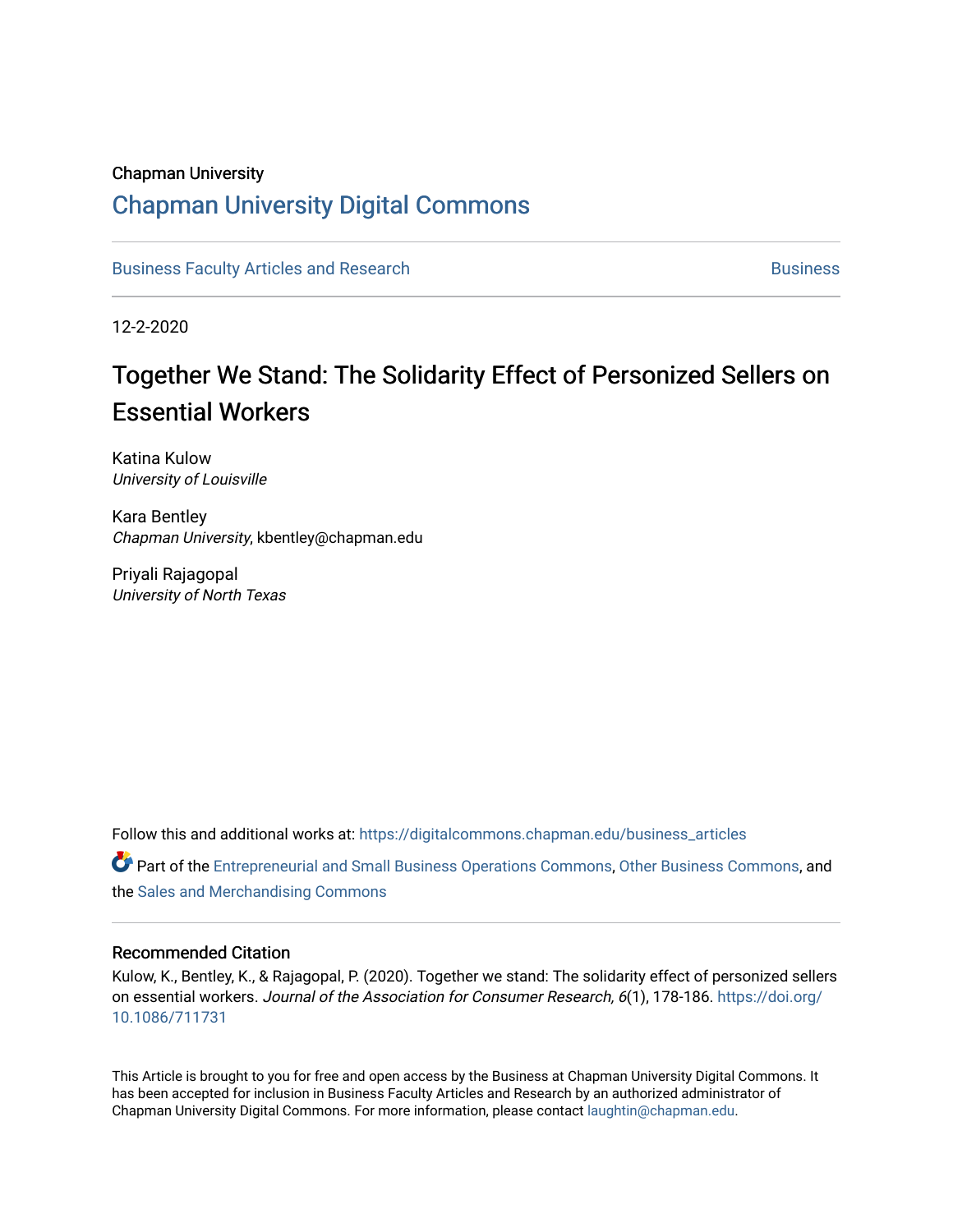Chapman University

# Chapman University Digital Commons

Business Faculty Articles and Research | Business

12-2-2020

# Together We Stand: The Solidarity Effect of Personized Sellers on Essential Workers

Katina Kulow
*University of Louisville*

Kara Bentley
*Chapman University*, kbentley@chapman.edu

Priyali Rajagopal
*University of North Texas*

Follow this and additional works at: https://digitalcommons.chapman.edu/business_articles

Part of the Entrepreneurial and Small Business Operations Commons, Other Business Commons, and the Sales and Merchandising Commons

### Recommended Citation

Kulow, K., Bentley, K., & Rajagopal, P. (2020). Together we stand: The solidarity effect of personized sellers on essential workers. *Journal of the Association for Consumer Research, 6*(1), 178-186. https://doi.org/10.1086/711731

This Article is brought to you for free and open access by the Business at Chapman University Digital Commons. It has been accepted for inclusion in Business Faculty Articles and Research by an authorized administrator of Chapman University Digital Commons. For more information, please contact laughtin@chapman.edu.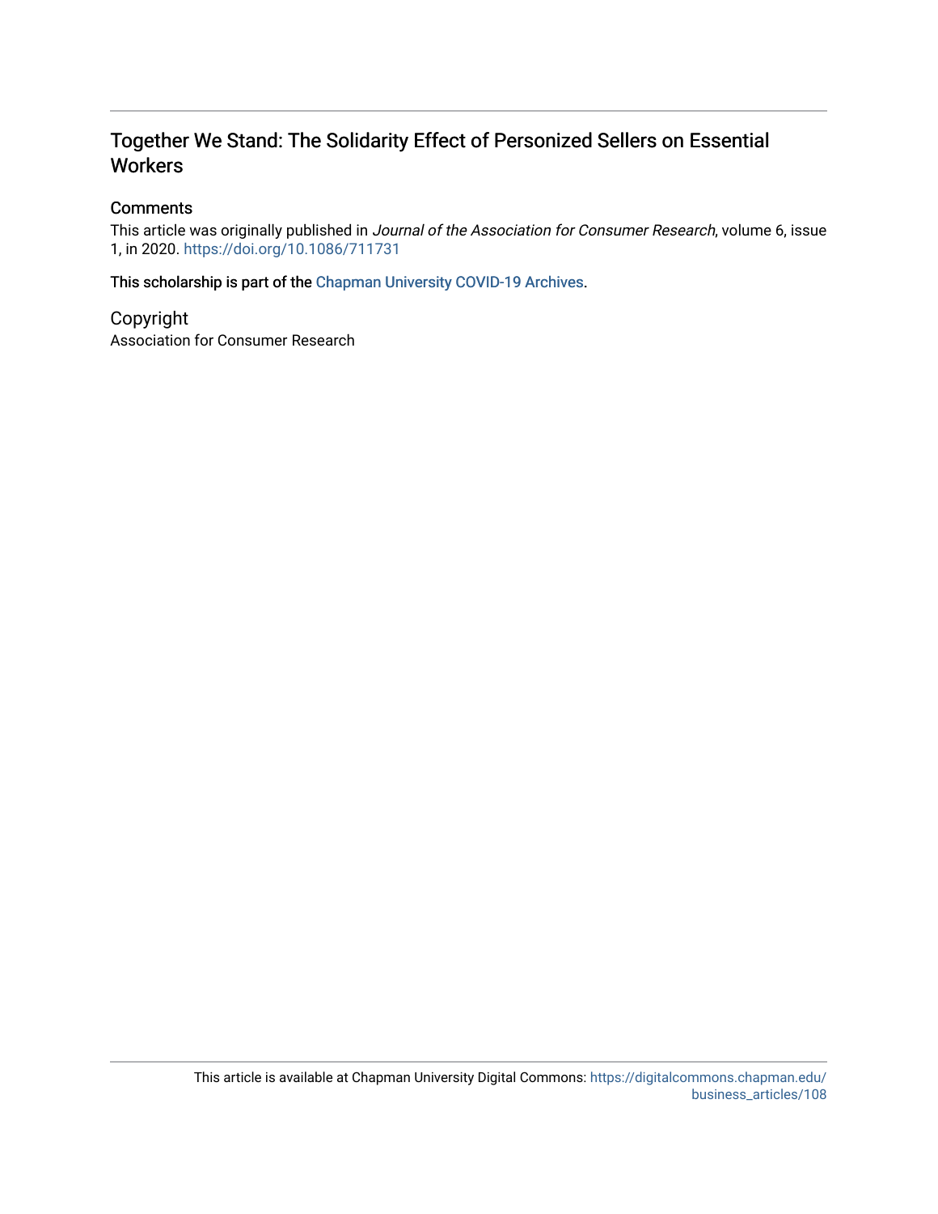## Together We Stand: The Solidarity Effect of Personized Sellers on Essential Workers

### Comments

This article was originally published in *Journal of the Association for Consumer Research*, volume 6, issue 1, in 2020. https://doi.org/10.1086/711731

This scholarship is part of the Chapman University COVID-19 Archives.

### Copyright

Association for Consumer Research

This article is available at Chapman University Digital Commons: https://digitalcommons.chapman.edu/business_articles/108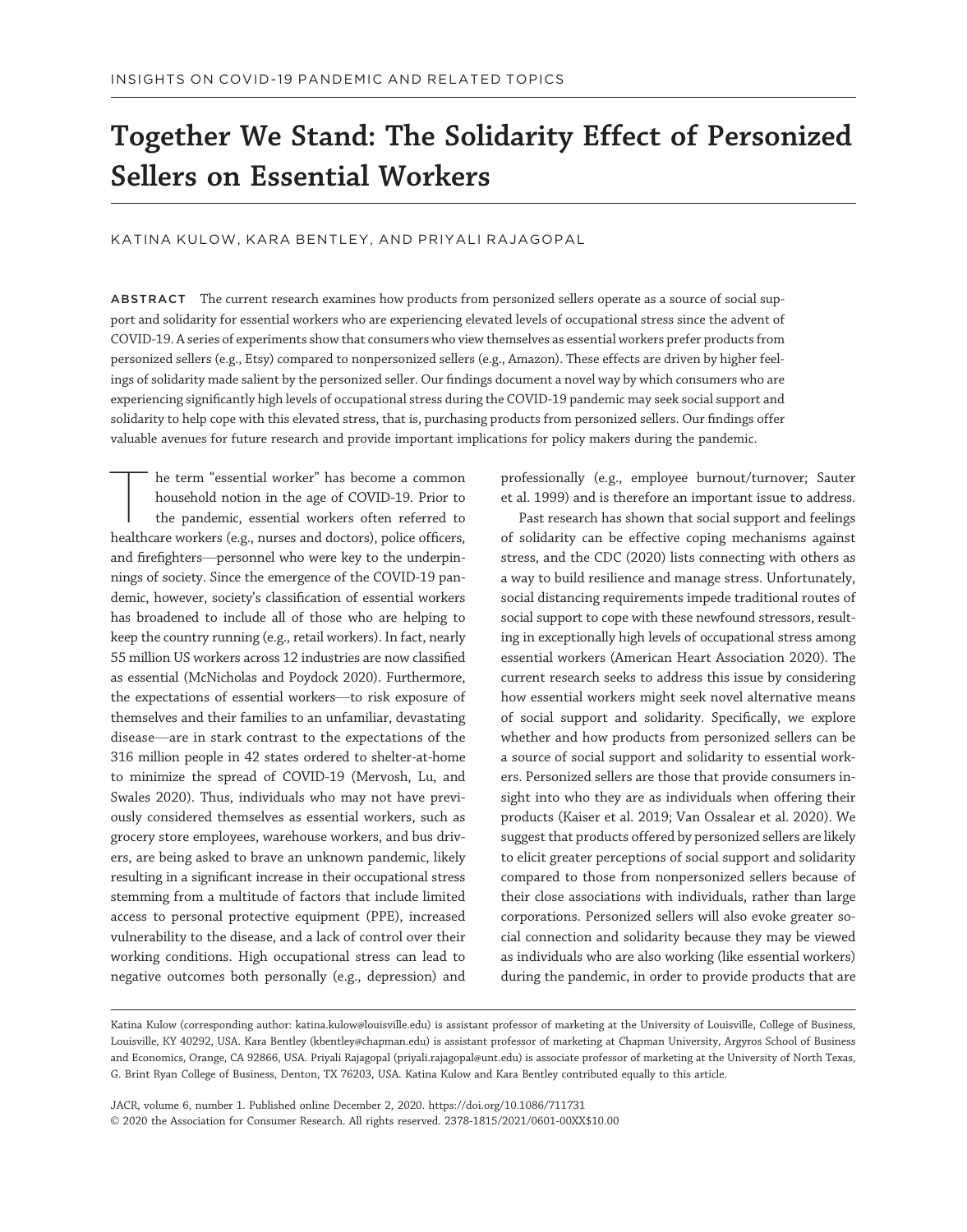INSIGHTS ON COVID-19 PANDEMIC AND RELATED TOPICS

# Together We Stand: The Solidarity Effect of Personized Sellers on Essential Workers

KATINA KULOW, KARA BENTLEY, AND PRIYALI RAJAGOPAL

**ABSTRACT** The current research examines how products from personized sellers operate as a source of social support and solidarity for essential workers who are experiencing elevated levels of occupational stress since the advent of COVID-19. A series of experiments show that consumers who view themselves as essential workers prefer products from personized sellers (e.g., Etsy) compared to nonpersonized sellers (e.g., Amazon). These effects are driven by higher feelings of solidarity made salient by the personized seller. Our findings document a novel way by which consumers who are experiencing significantly high levels of occupational stress during the COVID-19 pandemic may seek social support and solidarity to help cope with this elevated stress, that is, purchasing products from personized sellers. Our findings offer valuable avenues for future research and provide important implications for policy makers during the pandemic.

The term "essential worker" has become a common household notion in the age of COVID-19. Prior to the pandemic, essential workers often referred to healthcare workers (e.g., nurses and doctors), police officers, and firefighters—personnel who were key to the underpinnings of society. Since the emergence of the COVID-19 pandemic, however, society's classification of essential workers has broadened to include all of those who are helping to keep the country running (e.g., retail workers). In fact, nearly 55 million US workers across 12 industries are now classified as essential (McNicholas and Poydock 2020). Furthermore, the expectations of essential workers—to risk exposure of themselves and their families to an unfamiliar, devastating disease—are in stark contrast to the expectations of the 316 million people in 42 states ordered to shelter-at-home to minimize the spread of COVID-19 (Mervosh, Lu, and Swales 2020). Thus, individuals who may not have previously considered themselves as essential workers, such as grocery store employees, warehouse workers, and bus drivers, are being asked to brave an unknown pandemic, likely resulting in a significant increase in their occupational stress stemming from a multitude of factors that include limited access to personal protective equipment (PPE), increased vulnerability to the disease, and a lack of control over their working conditions. High occupational stress can lead to negative outcomes both personally (e.g., depression) and professionally (e.g., employee burnout/turnover; Sauter et al. 1999) and is therefore an important issue to address.

Past research has shown that social support and feelings of solidarity can be effective coping mechanisms against stress, and the CDC (2020) lists connecting with others as a way to build resilience and manage stress. Unfortunately, social distancing requirements impede traditional routes of social support to cope with these newfound stressors, resulting in exceptionally high levels of occupational stress among essential workers (American Heart Association 2020). The current research seeks to address this issue by considering how essential workers might seek novel alternative means of social support and solidarity. Specifically, we explore whether and how products from personized sellers can be a source of social support and solidarity to essential workers. Personized sellers are those that provide consumers insight into who they are as individuals when offering their products (Kaiser et al. 2019; Van Ossalear et al. 2020). We suggest that products offered by personized sellers are likely to elicit greater perceptions of social support and solidarity compared to those from nonpersonized sellers because of their close associations with individuals, rather than large corporations. Personized sellers will also evoke greater social connection and solidarity because they may be viewed as individuals who are also working (like essential workers) during the pandemic, in order to provide products that are

Katina Kulow (corresponding author: katina.kulow@louisville.edu) is assistant professor of marketing at the University of Louisville, College of Business, Louisville, KY 40292, USA. Kara Bentley (kbentley@chapman.edu) is assistant professor of marketing at Chapman University, Argyros School of Business and Economics, Orange, CA 92866, USA. Priyali Rajagopal (priyali.rajagopal@unt.edu) is associate professor of marketing at the University of North Texas, G. Brint Ryan College of Business, Denton, TX 76203, USA. Katina Kulow and Kara Bentley contributed equally to this article.

JACR, volume 6, number 1. Published online December 2, 2020. https://doi.org/10.1086/711731
© 2020 the Association for Consumer Research. All rights reserved. 2378-1815/2021/0601-00XX$10.00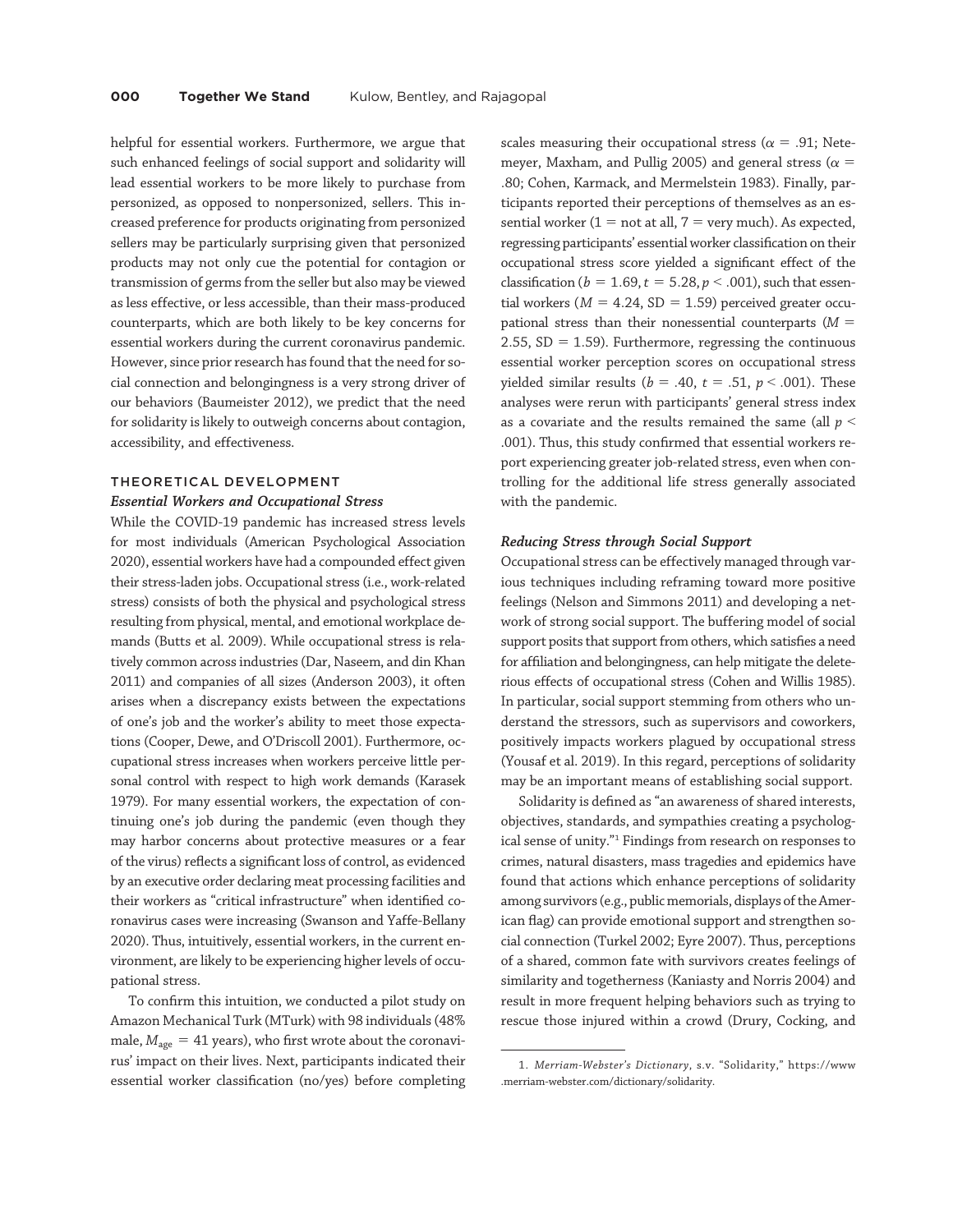helpful for essential workers. Furthermore, we argue that such enhanced feelings of social support and solidarity will lead essential workers to be more likely to purchase from personized, as opposed to nonpersonized, sellers. This increased preference for products originating from personized sellers may be particularly surprising given that personized products may not only cue the potential for contagion or transmission of germs from the seller but also may be viewed as less effective, or less accessible, than their mass-produced counterparts, which are both likely to be key concerns for essential workers during the current coronavirus pandemic. However, since prior research has found that the need for social connection and belongingness is a very strong driver of our behaviors (Baumeister 2012), we predict that the need for solidarity is likely to outweigh concerns about contagion, accessibility, and effectiveness.

## THEORETICAL DEVELOPMENT

### *Essential Workers and Occupational Stress*

While the COVID-19 pandemic has increased stress levels for most individuals (American Psychological Association 2020), essential workers have had a compounded effect given their stress-laden jobs. Occupational stress (i.e., work-related stress) consists of both the physical and psychological stress resulting from physical, mental, and emotional workplace demands (Butts et al. 2009). While occupational stress is relatively common across industries (Dar, Naseem, and din Khan 2011) and companies of all sizes (Anderson 2003), it often arises when a discrepancy exists between the expectations of one's job and the worker's ability to meet those expectations (Cooper, Dewe, and O'Driscoll 2001). Furthermore, occupational stress increases when workers perceive little personal control with respect to high work demands (Karasek 1979). For many essential workers, the expectation of continuing one's job during the pandemic (even though they may harbor concerns about protective measures or a fear of the virus) reflects a significant loss of control, as evidenced by an executive order declaring meat processing facilities and their workers as "critical infrastructure" when identified coronavirus cases were increasing (Swanson and Yaffe-Bellany 2020). Thus, intuitively, essential workers, in the current environment, are likely to be experiencing higher levels of occupational stress.

To confirm this intuition, we conducted a pilot study on Amazon Mechanical Turk (MTurk) with 98 individuals (48% male, $M_{age} = 41$ years), who first wrote about the coronavirus' impact on their lives. Next, participants indicated their essential worker classification (no/yes) before completing scales measuring their occupational stress ($\alpha = .91$; Netemeyer, Maxham, and Pullig 2005) and general stress ($\alpha = .80$; Cohen, Karmack, and Mermelstein 1983). Finally, participants reported their perceptions of themselves as an essential worker (1 = not at all, 7 = very much). As expected, regressing participants' essential worker classification on their occupational stress score yielded a significant effect of the classification ($b = 1.69$, $t = 5.28$, $p < .001$), such that essential workers ($M = 4.24$, $SD = 1.59$) perceived greater occupational stress than their nonessential counterparts ($M = 2.55$, $SD = 1.59$). Furthermore, regressing the continuous essential worker perception scores on occupational stress yielded similar results ($b = .40$, $t = .51$, $p < .001$). These analyses were rerun with participants' general stress index as a covariate and the results remained the same (all $p < .001$). Thus, this study confirmed that essential workers report experiencing greater job-related stress, even when controlling for the additional life stress generally associated with the pandemic.

### *Reducing Stress through Social Support*

Occupational stress can be effectively managed through various techniques including reframing toward more positive feelings (Nelson and Simmons 2011) and developing a network of strong social support. The buffering model of social support posits that support from others, which satisfies a need for affiliation and belongingness, can help mitigate the deleterious effects of occupational stress (Cohen and Willis 1985). In particular, social support stemming from others who understand the stressors, such as supervisors and coworkers, positively impacts workers plagued by occupational stress (Yousaf et al. 2019). In this regard, perceptions of solidarity may be an important means of establishing social support.

Solidarity is defined as "an awareness of shared interests, objectives, standards, and sympathies creating a psychological sense of unity."[1] Findings from research on responses to crimes, natural disasters, mass tragedies and epidemics have found that actions which enhance perceptions of solidarity among survivors (e.g., public memorials, displays of the American flag) can provide emotional support and strengthen social connection (Turkel 2002; Eyre 2007). Thus, perceptions of a shared, common fate with survivors creates feelings of similarity and togetherness (Kaniasty and Norris 2004) and result in more frequent helping behaviors such as trying to rescue those injured within a crowd (Drury, Cocking, and

1. *Merriam-Webster's Dictionary*, s.v. "Solidarity," https://www.merriam-webster.com/dictionary/solidarity.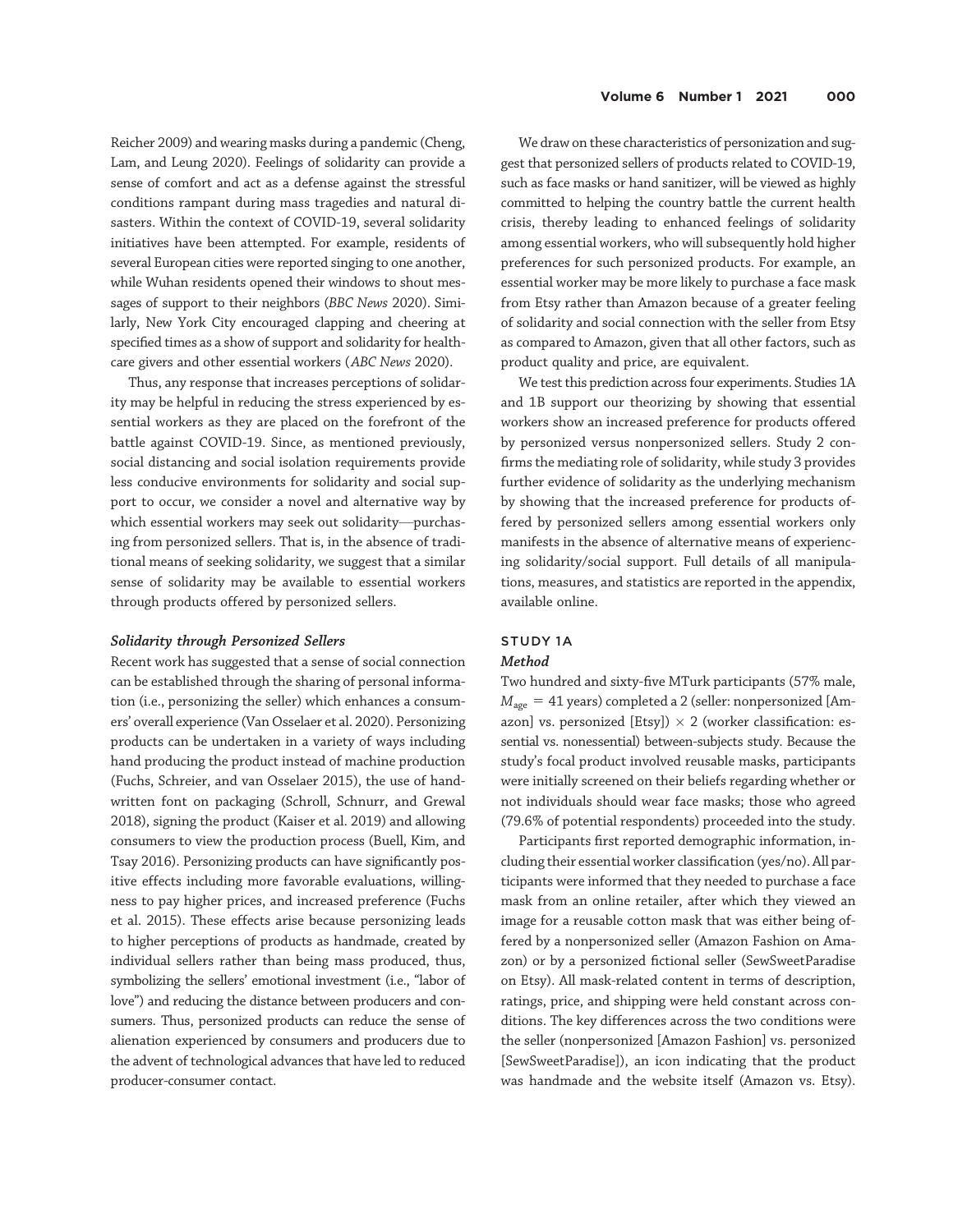Reicher 2009) and wearing masks during a pandemic (Cheng, Lam, and Leung 2020). Feelings of solidarity can provide a sense of comfort and act as a defense against the stressful conditions rampant during mass tragedies and natural disasters. Within the context of COVID-19, several solidarity initiatives have been attempted. For example, residents of several European cities were reported singing to one another, while Wuhan residents opened their windows to shout messages of support to their neighbors (*BBC News* 2020). Similarly, New York City encouraged clapping and cheering at specified times as a show of support and solidarity for healthcare givers and other essential workers (*ABC News* 2020).

Thus, any response that increases perceptions of solidarity may be helpful in reducing the stress experienced by essential workers as they are placed on the forefront of the battle against COVID-19. Since, as mentioned previously, social distancing and social isolation requirements provide less conducive environments for solidarity and social support to occur, we consider a novel and alternative way by which essential workers may seek out solidarity—purchasing from personized sellers. That is, in the absence of traditional means of seeking solidarity, we suggest that a similar sense of solidarity may be available to essential workers through products offered by personized sellers.

### *Solidarity through Personized Sellers*

Recent work has suggested that a sense of social connection can be established through the sharing of personal information (i.e., personizing the seller) which enhances a consumers' overall experience (Van Osselaer et al. 2020). Personizing products can be undertaken in a variety of ways including hand producing the product instead of machine production (Fuchs, Schreier, and van Osselaer 2015), the use of handwritten font on packaging (Schroll, Schnurr, and Grewal 2018), signing the product (Kaiser et al. 2019) and allowing consumers to view the production process (Buell, Kim, and Tsay 2016). Personizing products can have significantly positive effects including more favorable evaluations, willingness to pay higher prices, and increased preference (Fuchs et al. 2015). These effects arise because personizing leads to higher perceptions of products as handmade, created by individual sellers rather than being mass produced, thus, symbolizing the sellers' emotional investment (i.e., "labor of love") and reducing the distance between producers and consumers. Thus, personized products can reduce the sense of alienation experienced by consumers and producers due to the advent of technological advances that have led to reduced producer-consumer contact.

We draw on these characteristics of personization and suggest that personized sellers of products related to COVID-19, such as face masks or hand sanitizer, will be viewed as highly committed to helping the country battle the current health crisis, thereby leading to enhanced feelings of solidarity among essential workers, who will subsequently hold higher preferences for such personized products. For example, an essential worker may be more likely to purchase a face mask from Etsy rather than Amazon because of a greater feeling of solidarity and social connection with the seller from Etsy as compared to Amazon, given that all other factors, such as product quality and price, are equivalent.

We test this prediction across four experiments. Studies 1A and 1B support our theorizing by showing that essential workers show an increased preference for products offered by personized versus nonpersonized sellers. Study 2 confirms the mediating role of solidarity, while study 3 provides further evidence of solidarity as the underlying mechanism by showing that the increased preference for products offered by personized sellers among essential workers only manifests in the absence of alternative means of experiencing solidarity/social support. Full details of all manipulations, measures, and statistics are reported in the appendix, available online.

## STUDY 1A

### *Method*

Two hundred and sixty-five MTurk participants (57% male, $M_{age}$ = 41 years) completed a 2 (seller: nonpersonized [Amazon] vs. personized [Etsy]) × 2 (worker classification: essential vs. nonessential) between-subjects study. Because the study's focal product involved reusable masks, participants were initially screened on their beliefs regarding whether or not individuals should wear face masks; those who agreed (79.6% of potential respondents) proceeded into the study.

Participants first reported demographic information, including their essential worker classification (yes/no). All participants were informed that they needed to purchase a face mask from an online retailer, after which they viewed an image for a reusable cotton mask that was either being offered by a nonpersonized seller (Amazon Fashion on Amazon) or by a personized fictional seller (SewSweetParadise on Etsy). All mask-related content in terms of description, ratings, price, and shipping were held constant across conditions. The key differences across the two conditions were the seller (nonpersonized [Amazon Fashion] vs. personized [SewSweetParadise]), an icon indicating that the product was handmade and the website itself (Amazon vs. Etsy).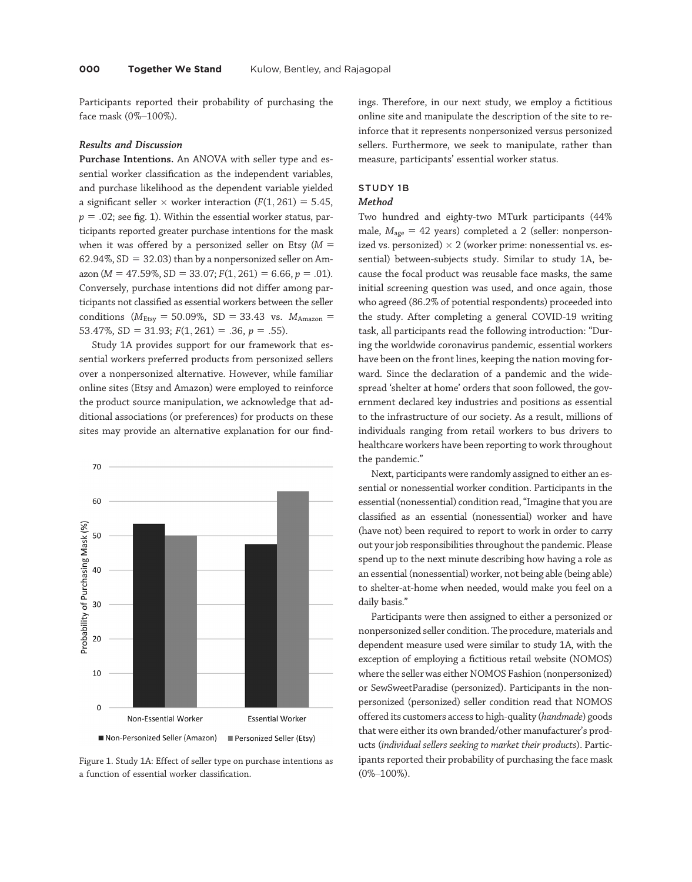Participants reported their probability of purchasing the face mask (0%–100%).

### Results and Discussion

**Purchase Intentions.** An ANOVA with seller type and essential worker classification as the independent variables, and purchase likelihood as the dependent variable yielded a significant seller × worker interaction ($F(1, 261) = 5.45$, $p = .02$; see fig. 1). Within the essential worker status, participants reported greater purchase intentions for the mask when it was offered by a personized seller on Etsy ($M = 62.94\%$, $SD = 32.03$) than by a nonpersonized seller on Amazon ($M = 47.59\%$, $SD = 33.07$; $F(1, 261) = 6.66$, $p = .01$). Conversely, purchase intentions did not differ among participants not classified as essential workers between the seller conditions ($M_{Etsy} = 50.09\%$, $SD = 33.43$ vs. $M_{Amazon} = 53.47\%$, $SD = 31.93$; $F(1, 261) = .36$, $p = .55$).

Study 1A provides support for our framework that essential workers preferred products from personized sellers over a nonpersonized alternative. However, while familiar online sites (Etsy and Amazon) were employed to reinforce the product source manipulation, we acknowledge that additional associations (or preferences) for products on these sites may provide an alternative explanation for our findings. Therefore, in our next study, we employ a fictitious online site and manipulate the description of the site to reinforce that it represents nonpersonized versus personized sellers. Furthermore, we seek to manipulate, rather than measure, participants' essential worker status.

Figure 1. Study 1A: Effect of seller type on purchase intentions as a function of essential worker classification.

## STUDY 1B

### Method

Two hundred and eighty-two MTurk participants (44% male, $M_{age} = 42$ years) completed a 2 (seller: nonpersonized vs. personized) × 2 (worker prime: nonessential vs. essential) between-subjects study. Similar to study 1A, because the focal product was reusable face masks, the same initial screening question was used, and once again, those who agreed (86.2% of potential respondents) proceeded into the study. After completing a general COVID-19 writing task, all participants read the following introduction: "During the worldwide coronavirus pandemic, essential workers have been on the front lines, keeping the nation moving forward. Since the declaration of a pandemic and the widespread 'shelter at home' orders that soon followed, the government declared key industries and positions as essential to the infrastructure of our society. As a result, millions of individuals ranging from retail workers to bus drivers to healthcare workers have been reporting to work throughout the pandemic."

Next, participants were randomly assigned to either an essential or nonessential worker condition. Participants in the essential (nonessential) condition read, "Imagine that you are classified as an essential (nonessential) worker and have (have not) been required to report to work in order to carry out your job responsibilities throughout the pandemic. Please spend up to the next minute describing how having a role as an essential (nonessential) worker, not being able (being able) to shelter-at-home when needed, would make you feel on a daily basis."

Participants were then assigned to either a personized or nonpersonized seller condition. The procedure, materials and dependent measure used were similar to study 1A, with the exception of employing a fictitious retail website (NOMOS) where the seller was either NOMOS Fashion (nonpersonized) or SewSweetParadise (personized). Participants in the nonpersonized (personized) seller condition read that NOMOS offered its customers access to high-quality (*handmade*) goods that were either its own branded/other manufacturer's products (*individual sellers seeking to market their products*). Participants reported their probability of purchasing the face mask (0%–100%).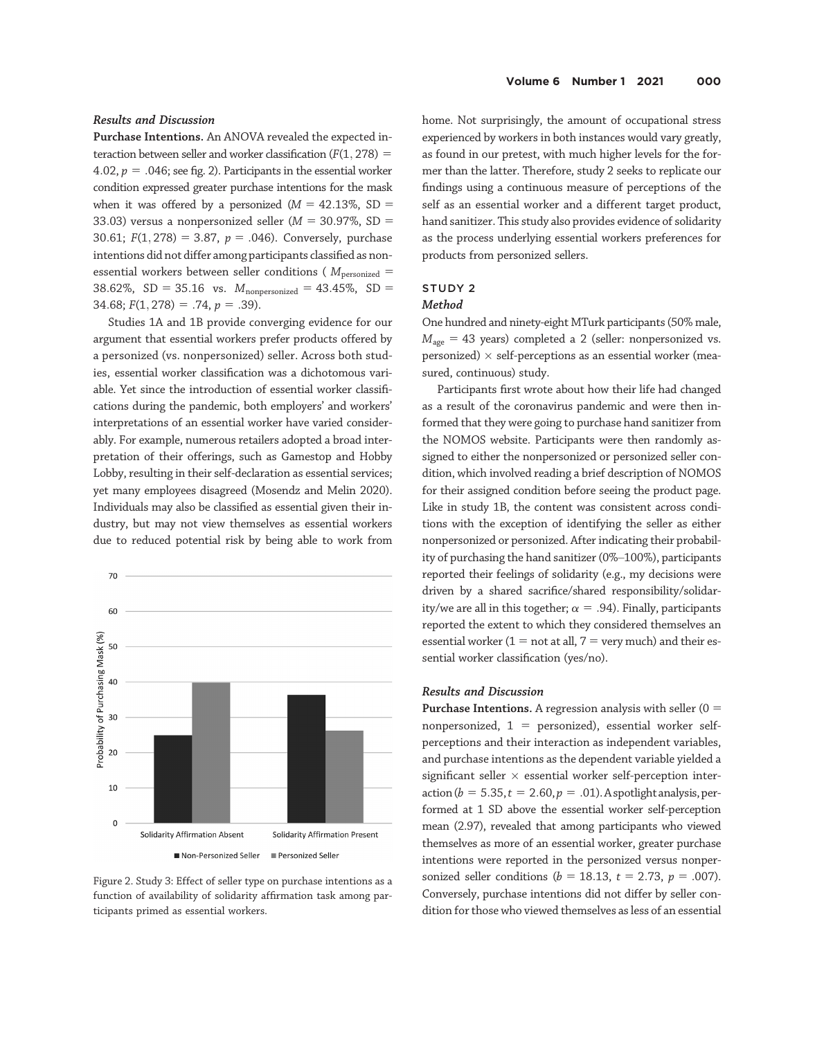### *Results and Discussion*

**Purchase Intentions.** An ANOVA revealed the expected interaction between seller and worker classification ($F(1, 278) = 4.02$, $p = .046$; see fig. 2). Participants in the essential worker condition expressed greater purchase intentions for the mask when it was offered by a personized ($M = 42.13\%$, SD = 33.03) versus a nonpersonized seller ($M = 30.97\%$, SD = 30.61; $F(1, 278) = 3.87$, $p = .046$). Conversely, purchase intentions did not differ among participants classified as nonessential workers between seller conditions ( $M_{\text{personized}} = 38.62\%$, SD = 35.16 vs. $M_{\text{nonpersonized}} = 43.45\%$, SD = 34.68; $F(1, 278) = .74$, $p = .39$).

Studies 1A and 1B provide converging evidence for our argument that essential workers prefer products offered by a personized (vs. nonpersonized) seller. Across both studies, essential worker classification was a dichotomous variable. Yet since the introduction of essential worker classifications during the pandemic, both employers' and workers' interpretations of an essential worker have varied considerably. For example, numerous retailers adopted a broad interpretation of their offerings, such as Gamestop and Hobby Lobby, resulting in their self-declaration as essential services; yet many employees disagreed (Mosendz and Melin 2020). Individuals may also be classified as essential given their industry, but may not view themselves as essential workers due to reduced potential risk by being able to work from home. Not surprisingly, the amount of occupational stress experienced by workers in both instances would vary greatly, as found in our pretest, with much higher levels for the former than the latter. Therefore, study 2 seeks to replicate our findings using a continuous measure of perceptions of the self as an essential worker and a different target product, hand sanitizer. This study also provides evidence of solidarity as the process underlying essential workers preferences for products from personized sellers.

Figure 2. Study 3: Effect of seller type on purchase intentions as a function of availability of solidarity affirmation task among participants primed as essential workers.

## STUDY 2

### *Method*

One hundred and ninety-eight MTurk participants (50% male, $M_{\text{age}} = 43$ years) completed a 2 (seller: nonpersonized vs. personized) × self-perceptions as an essential worker (measured, continuous) study.

Participants first wrote about how their life had changed as a result of the coronavirus pandemic and were then informed that they were going to purchase hand sanitizer from the NOMOS website. Participants were then randomly assigned to either the nonpersonized or personized seller condition, which involved reading a brief description of NOMOS for their assigned condition before seeing the product page. Like in study 1B, the content was consistent across conditions with the exception of identifying the seller as either nonpersonized or personized. After indicating their probability of purchasing the hand sanitizer (0%–100%), participants reported their feelings of solidarity (e.g., my decisions were driven by a shared sacrifice/shared responsibility/solidarity/we are all in this together; $\alpha = .94$). Finally, participants reported the extent to which they considered themselves an essential worker (1 = not at all, 7 = very much) and their essential worker classification (yes/no).

### *Results and Discussion*

**Purchase Intentions.** A regression analysis with seller (0 = nonpersonized, 1 = personized), essential worker self-perceptions and their interaction as independent variables, and purchase intentions as the dependent variable yielded a significant seller × essential worker self-perception interaction ($b = 5.35$, $t = 2.60$, $p = .01$). A spotlight analysis, performed at 1 SD above the essential worker self-perception mean (2.97), revealed that among participants who viewed themselves as more of an essential worker, greater purchase intentions were reported in the personized versus nonpersonized seller conditions ($b = 18.13$, $t = 2.73$, $p = .007$). Conversely, purchase intentions did not differ by seller condition for those who viewed themselves as less of an essential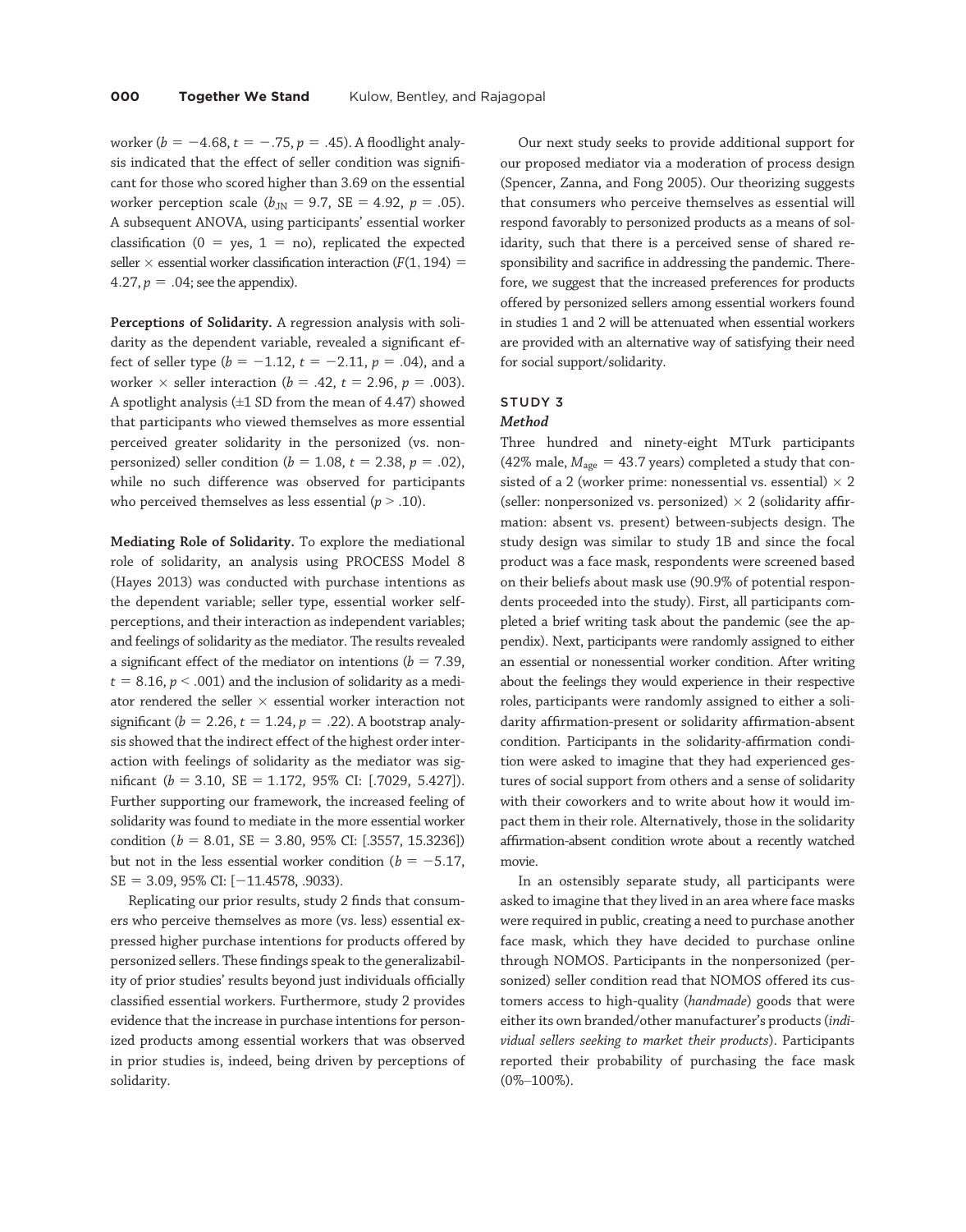worker ($b = -4.68$, $t = -.75$, $p = .45$). A floodlight analysis indicated that the effect of seller condition was significant for those who scored higher than 3.69 on the essential worker perception scale ($b_{JN} = 9.7$, SE $= 4.92$, $p = .05$). A subsequent ANOVA, using participants' essential worker classification ($0 =$ yes, $1 =$ no), replicated the expected seller × essential worker classification interaction ($F(1, 194) = 4.27$, $p = .04$; see the appendix).

**Perceptions of Solidarity.** A regression analysis with solidarity as the dependent variable, revealed a significant effect of seller type ($b = -1.12$, $t = -2.11$, $p = .04$), and a worker × seller interaction ($b = .42$, $t = 2.96$, $p = .003$). A spotlight analysis (±1 SD from the mean of 4.47) showed that participants who viewed themselves as more essential perceived greater solidarity in the personized (vs. nonpersonized) seller condition ($b = 1.08$, $t = 2.38$, $p = .02$), while no such difference was observed for participants who perceived themselves as less essential ($p > .10$).

**Mediating Role of Solidarity.** To explore the mediational role of solidarity, an analysis using PROCESS Model 8 (Hayes 2013) was conducted with purchase intentions as the dependent variable; seller type, essential worker self-perceptions, and their interaction as independent variables; and feelings of solidarity as the mediator. The results revealed a significant effect of the mediator on intentions ($b = 7.39$, $t = 8.16$, $p < .001$) and the inclusion of solidarity as a mediator rendered the seller × essential worker interaction not significant ($b = 2.26$, $t = 1.24$, $p = .22$). A bootstrap analysis showed that the indirect effect of the highest order interaction with feelings of solidarity as the mediator was significant ($b = 3.10$, SE $= 1.172$, 95% CI: [.7029, 5.427]). Further supporting our framework, the increased feeling of solidarity was found to mediate in the more essential worker condition ($b = 8.01$, SE $= 3.80$, 95% CI: [.3557, 15.3236]) but not in the less essential worker condition ($b = -5.17$, SE $= 3.09$, 95% CI: [−11.4578, .9033).

Replicating our prior results, study 2 finds that consumers who perceive themselves as more (vs. less) essential expressed higher purchase intentions for products offered by personized sellers. These findings speak to the generalizability of prior studies' results beyond just individuals officially classified essential workers. Furthermore, study 2 provides evidence that the increase in purchase intentions for personized products among essential workers that was observed in prior studies is, indeed, being driven by perceptions of solidarity.

Our next study seeks to provide additional support for our proposed mediator via a moderation of process design (Spencer, Zanna, and Fong 2005). Our theorizing suggests that consumers who perceive themselves as essential will respond favorably to personized products as a means of solidarity, such that there is a perceived sense of shared responsibility and sacrifice in addressing the pandemic. Therefore, we suggest that the increased preferences for products offered by personized sellers among essential workers found in studies 1 and 2 will be attenuated when essential workers are provided with an alternative way of satisfying their need for social support/solidarity.

## STUDY 3

### *Method*

Three hundred and ninety-eight MTurk participants (42% male, $M_{age} = 43.7$ years) completed a study that consisted of a 2 (worker prime: nonessential vs. essential) × 2 (seller: nonpersonized vs. personized) × 2 (solidarity affirmation: absent vs. present) between-subjects design. The study design was similar to study 1B and since the focal product was a face mask, respondents were screened based on their beliefs about mask use (90.9% of potential respondents proceeded into the study). First, all participants completed a brief writing task about the pandemic (see the appendix). Next, participants were randomly assigned to either an essential or nonessential worker condition. After writing about the feelings they would experience in their respective roles, participants were randomly assigned to either a solidarity affirmation-present or solidarity affirmation-absent condition. Participants in the solidarity-affirmation condition were asked to imagine that they had experienced gestures of social support from others and a sense of solidarity with their coworkers and to write about how it would impact them in their role. Alternatively, those in the solidarity affirmation-absent condition wrote about a recently watched movie.

In an ostensibly separate study, all participants were asked to imagine that they lived in an area where face masks were required in public, creating a need to purchase another face mask, which they have decided to purchase online through NOMOS. Participants in the nonpersonized (personized) seller condition read that NOMOS offered its customers access to high-quality (*handmade*) goods that were either its own branded/other manufacturer's products (*individual sellers seeking to market their products*). Participants reported their probability of purchasing the face mask (0%–100%).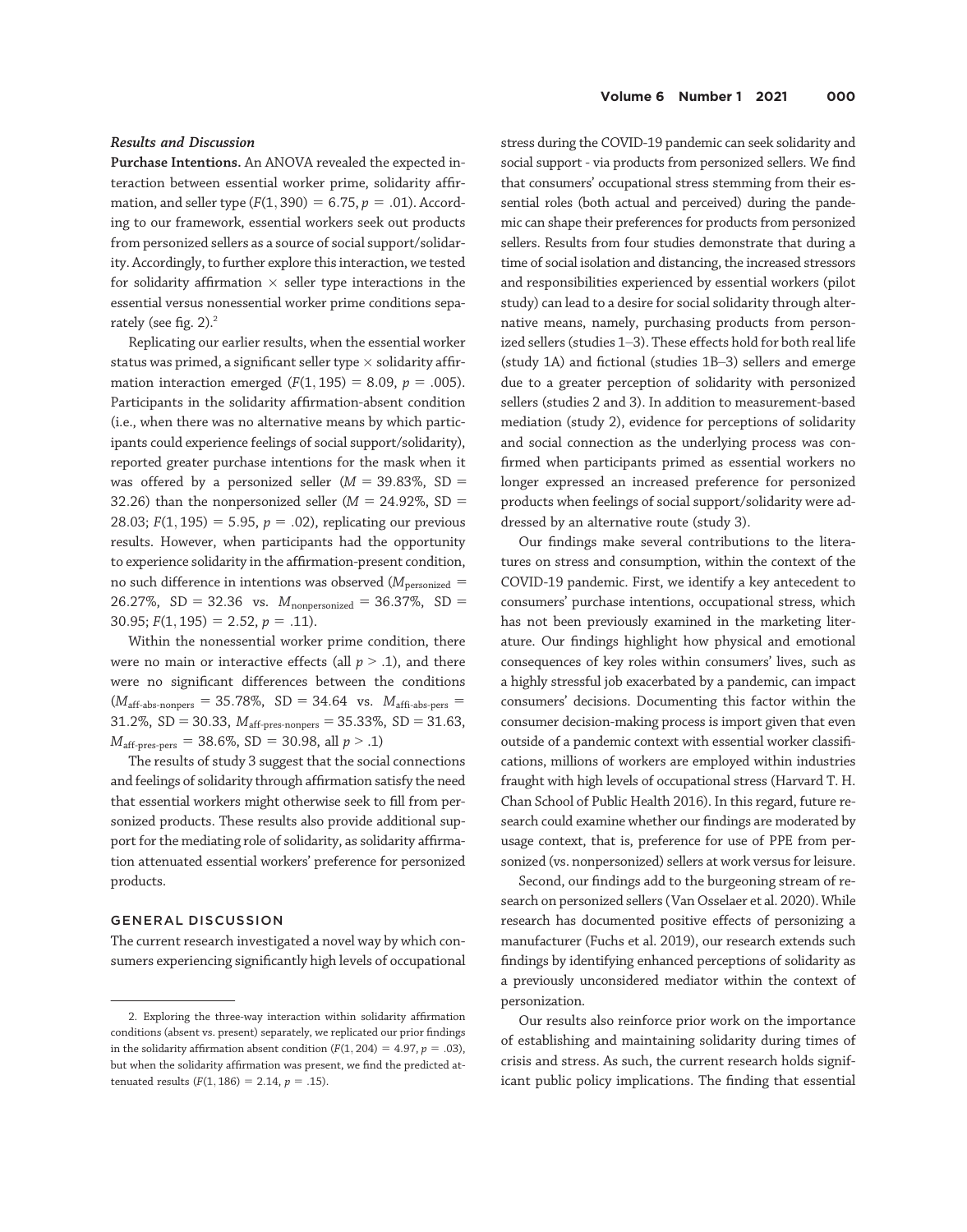### *Results and Discussion*

**Purchase Intentions.** An ANOVA revealed the expected interaction between essential worker prime, solidarity affirmation, and seller type ($F(1, 390) = 6.75$, $p = .01$). According to our framework, essential workers seek out products from personized sellers as a source of social support/solidarity. Accordingly, to further explore this interaction, we tested for solidarity affirmation × seller type interactions in the essential versus nonessential worker prime conditions separately (see fig. 2).[2]

Replicating our earlier results, when the essential worker status was primed, a significant seller type × solidarity affirmation interaction emerged ($F(1, 195) = 8.09$, $p = .005$). Participants in the solidarity affirmation-absent condition (i.e., when there was no alternative means by which participants could experience feelings of social support/solidarity), reported greater purchase intentions for the mask when it was offered by a personized seller ($M = 39.83\%$, $SD = 32.26$) than the nonpersonized seller ($M = 24.92\%$, $SD = 28.03$; $F(1, 195) = 5.95$, $p = .02$), replicating our previous results. However, when participants had the opportunity to experience solidarity in the affirmation-present condition, no such difference in intentions was observed ($M_{\text{personized}} = 26.27\%$, $SD = 32.36$ vs. $M_{\text{nonpersonized}} = 36.37\%$, $SD = 30.95$; $F(1, 195) = 2.52$, $p = .11$).

Within the nonessential worker prime condition, there were no main or interactive effects (all $p > .1$), and there were no significant differences between the conditions ($M_{\text{aff-abs-nonpers}} = 35.78\%$, $SD = 34.64$ vs. $M_{\text{affi-abs-pers}} = 31.2\%$, $SD = 30.33$, $M_{\text{aff-pres-nonpers}} = 35.33\%$, $SD = 31.63$, $M_{\text{aff-pres-pers}} = 38.6\%$, $SD = 30.98$, all $p > .1$)

The results of study 3 suggest that the social connections and feelings of solidarity through affirmation satisfy the need that essential workers might otherwise seek to fill from personized products. These results also provide additional support for the mediating role of solidarity, as solidarity affirmation attenuated essential workers' preference for personized products.

## GENERAL DISCUSSION

The current research investigated a novel way by which consumers experiencing significantly high levels of occupational stress during the COVID-19 pandemic can seek solidarity and social support - via products from personized sellers. We find that consumers' occupational stress stemming from their essential roles (both actual and perceived) during the pandemic can shape their preferences for products from personized sellers. Results from four studies demonstrate that during a time of social isolation and distancing, the increased stressors and responsibilities experienced by essential workers (pilot study) can lead to a desire for social solidarity through alternative means, namely, purchasing products from personized sellers (studies 1–3). These effects hold for both real life (study 1A) and fictional (studies 1B–3) sellers and emerge due to a greater perception of solidarity with personized sellers (studies 2 and 3). In addition to measurement-based mediation (study 2), evidence for perceptions of solidarity and social connection as the underlying process was confirmed when participants primed as essential workers no longer expressed an increased preference for personized products when feelings of social support/solidarity were addressed by an alternative route (study 3).

Our findings make several contributions to the literatures on stress and consumption, within the context of the COVID-19 pandemic. First, we identify a key antecedent to consumers' purchase intentions, occupational stress, which has not been previously examined in the marketing literature. Our findings highlight how physical and emotional consequences of key roles within consumers' lives, such as a highly stressful job exacerbated by a pandemic, can impact consumers' decisions. Documenting this factor within the consumer decision-making process is import given that even outside of a pandemic context with essential worker classifications, millions of workers are employed within industries fraught with high levels of occupational stress (Harvard T. H. Chan School of Public Health 2016). In this regard, future research could examine whether our findings are moderated by usage context, that is, preference for use of PPE from personized (vs. nonpersonized) sellers at work versus for leisure.

Second, our findings add to the burgeoning stream of research on personized sellers (Van Osselaer et al. 2020). While research has documented positive effects of personizing a manufacturer (Fuchs et al. 2019), our research extends such findings by identifying enhanced perceptions of solidarity as a previously unconsidered mediator within the context of personization.

Our results also reinforce prior work on the importance of establishing and maintaining solidarity during times of crisis and stress. As such, the current research holds significant public policy implications. The finding that essential

---

2. Exploring the three-way interaction within solidarity affirmation conditions (absent vs. present) separately, we replicated our prior findings in the solidarity affirmation absent condition ($F(1, 204) = 4.97$, $p = .03$), but when the solidarity affirmation was present, we find the predicted attenuated results ($F(1, 186) = 2.14$, $p = .15$).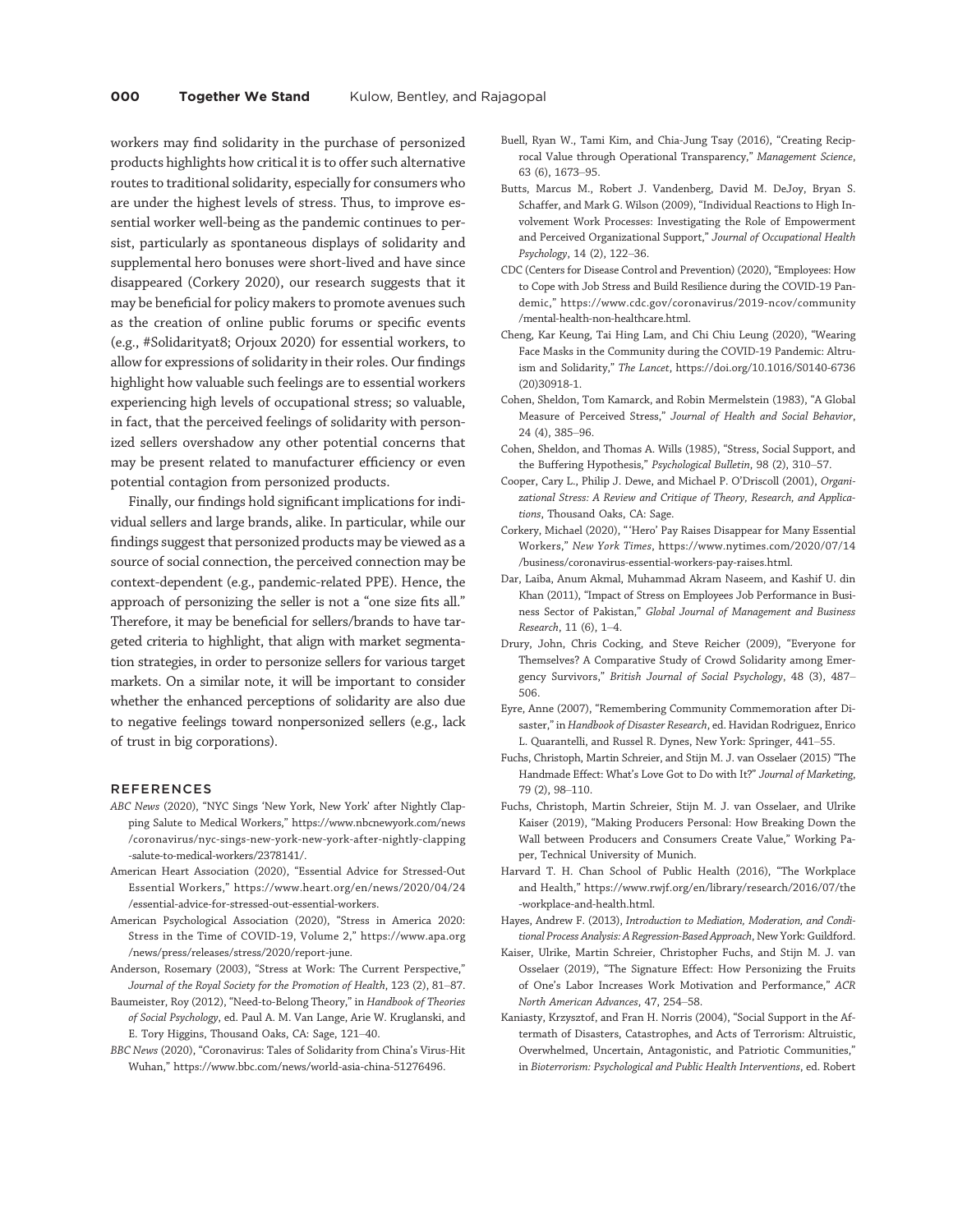workers may find solidarity in the purchase of personized products highlights how critical it is to offer such alternative routes to traditional solidarity, especially for consumers who are under the highest levels of stress. Thus, to improve essential worker well-being as the pandemic continues to persist, particularly as spontaneous displays of solidarity and supplemental hero bonuses were short-lived and have since disappeared (Corkery 2020), our research suggests that it may be beneficial for policy makers to promote avenues such as the creation of online public forums or specific events (e.g., #Solidarityat8; Orjoux 2020) for essential workers, to allow for expressions of solidarity in their roles. Our findings highlight how valuable such feelings are to essential workers experiencing high levels of occupational stress; so valuable, in fact, that the perceived feelings of solidarity with personized sellers overshadow any other potential concerns that may be present related to manufacturer efficiency or even potential contagion from personized products.

Finally, our findings hold significant implications for individual sellers and large brands, alike. In particular, while our findings suggest that personized products may be viewed as a source of social connection, the perceived connection may be context-dependent (e.g., pandemic-related PPE). Hence, the approach of personizing the seller is not a "one size fits all." Therefore, it may be beneficial for sellers/brands to have targeted criteria to highlight, that align with market segmentation strategies, in order to personize sellers for various target markets. On a similar note, it will be important to consider whether the enhanced perceptions of solidarity are also due to negative feelings toward nonpersonized sellers (e.g., lack of trust in big corporations).

## REFERENCES

*ABC News* (2020), "NYC Sings 'New York, New York' after Nightly Clapping Salute to Medical Workers," https://www.nbcnewyork.com/news/coronavirus/nyc-sings-new-york-new-york-after-nightly-clapping-salute-to-medical-workers/2378141/.

American Heart Association (2020), "Essential Advice for Stressed-Out Essential Workers," https://www.heart.org/en/news/2020/04/24/essential-advice-for-stressed-out-essential-workers.

American Psychological Association (2020), "Stress in America 2020: Stress in the Time of COVID-19, Volume 2," https://www.apa.org/news/press/releases/stress/2020/report-june.

Anderson, Rosemary (2003), "Stress at Work: The Current Perspective," *Journal of the Royal Society for the Promotion of Health*, 123 (2), 81–87.

Baumeister, Roy (2012), "Need-to-Belong Theory," in *Handbook of Theories of Social Psychology*, ed. Paul A. M. Van Lange, Arie W. Kruglanski, and E. Tory Higgins, Thousand Oaks, CA: Sage, 121–40.

*BBC News* (2020), "Coronavirus: Tales of Solidarity from China's Virus-Hit Wuhan," https://www.bbc.com/news/world-asia-china-51276496.

Buell, Ryan W., Tami Kim, and Chia-Jung Tsay (2016), "Creating Reciprocal Value through Operational Transparency," *Management Science*, 63 (6), 1673–95.

Butts, Marcus M., Robert J. Vandenberg, David M. DeJoy, Bryan S. Schaffer, and Mark G. Wilson (2009), "Individual Reactions to High Involvement Work Processes: Investigating the Role of Empowerment and Perceived Organizational Support," *Journal of Occupational Health Psychology*, 14 (2), 122–36.

CDC (Centers for Disease Control and Prevention) (2020), "Employees: How to Cope with Job Stress and Build Resilience during the COVID-19 Pandemic," https://www.cdc.gov/coronavirus/2019-ncov/community/mental-health-non-healthcare.html.

Cheng, Kar Keung, Tai Hing Lam, and Chi Chiu Leung (2020), "Wearing Face Masks in the Community during the COVID-19 Pandemic: Altruism and Solidarity," *The Lancet*, https://doi.org/10.1016/S0140-6736(20)30918-1.

Cohen, Sheldon, Tom Kamarck, and Robin Mermelstein (1983), "A Global Measure of Perceived Stress," *Journal of Health and Social Behavior*, 24 (4), 385–96.

Cohen, Sheldon, and Thomas A. Wills (1985), "Stress, Social Support, and the Buffering Hypothesis," *Psychological Bulletin*, 98 (2), 310–57.

Cooper, Cary L., Philip J. Dewe, and Michael P. O'Driscoll (2001), *Organizational Stress: A Review and Critique of Theory, Research, and Applications*, Thousand Oaks, CA: Sage.

Corkery, Michael (2020), "'Hero' Pay Raises Disappear for Many Essential Workers," *New York Times*, https://www.nytimes.com/2020/07/14/business/coronavirus-essential-workers-pay-raises.html.

Dar, Laiba, Anum Akmal, Muhammad Akram Naseem, and Kashif U. din Khan (2011), "Impact of Stress on Employees Job Performance in Business Sector of Pakistan," *Global Journal of Management and Business Research*, 11 (6), 1–4.

Drury, John, Chris Cocking, and Steve Reicher (2009), "Everyone for Themselves? A Comparative Study of Crowd Solidarity among Emergency Survivors," *British Journal of Social Psychology*, 48 (3), 487–506.

Eyre, Anne (2007), "Remembering Community Commemoration after Disaster," in *Handbook of Disaster Research*, ed. Havidan Rodriguez, Enrico L. Quarantelli, and Russel R. Dynes, New York: Springer, 441–55.

Fuchs, Christoph, Martin Schreier, and Stijn M. J. van Osselaer (2015) "The Handmade Effect: What's Love Got to Do with It?" *Journal of Marketing*, 79 (2), 98–110.

Fuchs, Christoph, Martin Schreier, Stijn M. J. van Osselaer, and Ulrike Kaiser (2019), "Making Producers Personal: How Breaking Down the Wall between Producers and Consumers Create Value," Working Paper, Technical University of Munich.

Harvard T. H. Chan School of Public Health (2016), "The Workplace and Health," https://www.rwjf.org/en/library/research/2016/07/the-workplace-and-health.html.

Hayes, Andrew F. (2013), *Introduction to Mediation, Moderation, and Conditional Process Analysis: A Regression-Based Approach*, New York: Guildford.

Kaiser, Ulrike, Martin Schreier, Christopher Fuchs, and Stijn M. J. van Osselaer (2019), "The Signature Effect: How Personizing the Fruits of One's Labor Increases Work Motivation and Performance," *ACR North American Advances*, 47, 254–58.

Kaniasty, Krzysztof, and Fran H. Norris (2004), "Social Support in the Aftermath of Disasters, Catastrophes, and Acts of Terrorism: Altruistic, Overwhelmed, Uncertain, Antagonistic, and Patriotic Communities," in *Bioterrorism: Psychological and Public Health Interventions*, ed. Robert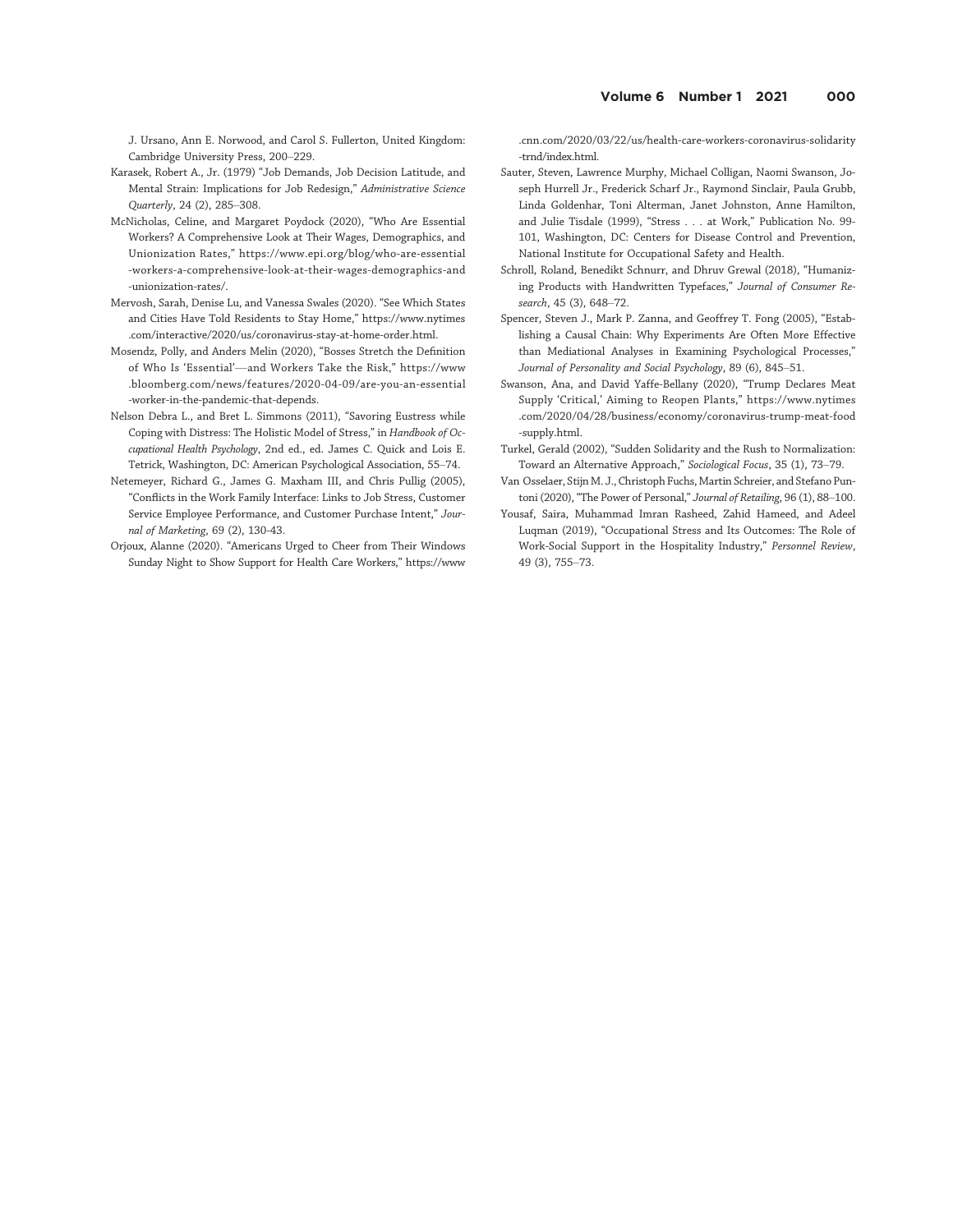J. Ursano, Ann E. Norwood, and Carol S. Fullerton, United Kingdom: Cambridge University Press, 200–229.

Karasek, Robert A., Jr. (1979) "Job Demands, Job Decision Latitude, and Mental Strain: Implications for Job Redesign," *Administrative Science Quarterly*, 24 (2), 285–308.

McNicholas, Celine, and Margaret Poydock (2020), "Who Are Essential Workers? A Comprehensive Look at Their Wages, Demographics, and Unionization Rates," https://www.epi.org/blog/who-are-essential-workers-a-comprehensive-look-at-their-wages-demographics-and-unionization-rates/.

Mervosh, Sarah, Denise Lu, and Vanessa Swales (2020). "See Which States and Cities Have Told Residents to Stay Home," https://www.nytimes.com/interactive/2020/us/coronavirus-stay-at-home-order.html.

Mosendz, Polly, and Anders Melin (2020), "Bosses Stretch the Definition of Who Is 'Essential'—and Workers Take the Risk," https://www.bloomberg.com/news/features/2020-04-09/are-you-an-essential-worker-in-the-pandemic-that-depends.

Nelson Debra L., and Bret L. Simmons (2011), "Savoring Eustress while Coping with Distress: The Holistic Model of Stress," in *Handbook of Occupational Health Psychology*, 2nd ed., ed. James C. Quick and Lois E. Tetrick, Washington, DC: American Psychological Association, 55–74.

Netemeyer, Richard G., James G. Maxham III, and Chris Pullig (2005), "Conflicts in the Work Family Interface: Links to Job Stress, Customer Service Employee Performance, and Customer Purchase Intent," *Journal of Marketing*, 69 (2), 130-43.

Orjoux, Alanne (2020). "Americans Urged to Cheer from Their Windows Sunday Night to Show Support for Health Care Workers," https://www.cnn.com/2020/03/22/us/health-care-workers-coronavirus-solidarity-trnd/index.html.

Sauter, Steven, Lawrence Murphy, Michael Colligan, Naomi Swanson, Joseph Hurrell Jr., Frederick Scharf Jr., Raymond Sinclair, Paula Grubb, Linda Goldenhar, Toni Alterman, Janet Johnston, Anne Hamilton, and Julie Tisdale (1999), "Stress . . . at Work," Publication No. 99-101, Washington, DC: Centers for Disease Control and Prevention, National Institute for Occupational Safety and Health.

Schroll, Roland, Benedikt Schnurr, and Dhruv Grewal (2018), "Humanizing Products with Handwritten Typefaces," *Journal of Consumer Research*, 45 (3), 648–72.

Spencer, Steven J., Mark P. Zanna, and Geoffrey T. Fong (2005), "Establishing a Causal Chain: Why Experiments Are Often More Effective than Mediational Analyses in Examining Psychological Processes," *Journal of Personality and Social Psychology*, 89 (6), 845–51.

Swanson, Ana, and David Yaffe-Bellany (2020), "Trump Declares Meat Supply 'Critical,' Aiming to Reopen Plants," https://www.nytimes.com/2020/04/28/business/economy/coronavirus-trump-meat-food-supply.html.

Turkel, Gerald (2002), "Sudden Solidarity and the Rush to Normalization: Toward an Alternative Approach," *Sociological Focus*, 35 (1), 73–79.

Van Osselaer, Stijn M. J., Christoph Fuchs, Martin Schreier, and Stefano Puntoni (2020), "The Power of Personal," *Journal of Retailing*, 96 (1), 88–100.

Yousaf, Saira, Muhammad Imran Rasheed, Zahid Hameed, and Adeel Luqman (2019), "Occupational Stress and Its Outcomes: The Role of Work-Social Support in the Hospitality Industry," *Personnel Review*, 49 (3), 755–73.